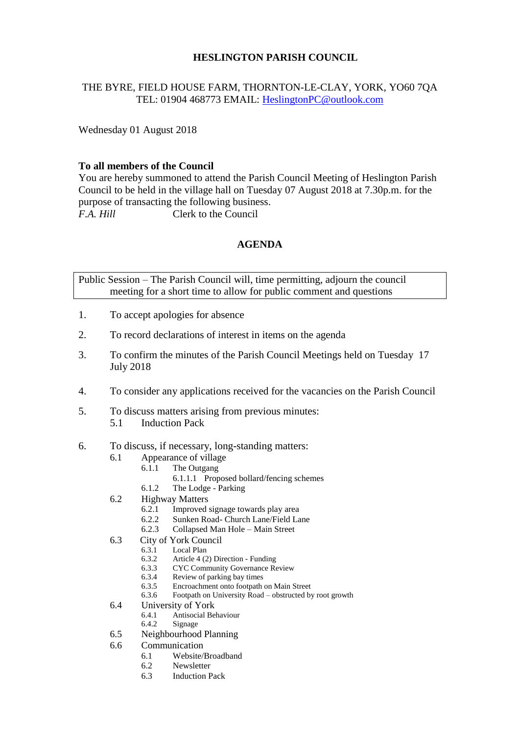# HESLINGTON PARISH COUNCIL

THE BYRE, FIELD HOUSE FARM, THORNTON-LE-CLAY, YORK, YO60 7QA
TEL: 01904 468773 EMAIL: HeslingtonPC@outlook.com

Wednesday 01 August 2018

**To all members of the Council**
You are hereby summoned to attend the Parish Council Meeting of Heslington Parish Council to be held in the village hall on Tuesday 07 August 2018 at 7.30p.m. for the purpose of transacting the following business.
*F.A. Hill* Clerk to the Council

## AGENDA

Public Session – The Parish Council will, time permitting, adjourn the council meeting for a short time to allow for public comment and questions

1. To accept apologies for absence
2. To record declarations of interest in items on the agenda
3. To confirm the minutes of the Parish Council Meetings held on Tuesday 17 July 2018
4. To consider any applications received for the vacancies on the Parish Council
5. To discuss matters arising from previous minutes:
   - 5.1 Induction Pack
6. To discuss, if necessary, long-standing matters:
   - 6.1 Appearance of village
     - 6.1.1 The Outgang
       - 6.1.1.1 Proposed bollard/fencing schemes
     - 6.1.2 The Lodge - Parking
   - 6.2 Highway Matters
     - 6.2.1 Improved signage towards play area
     - 6.2.2 Sunken Road- Church Lane/Field Lane
     - 6.2.3 Collapsed Man Hole – Main Street
   - 6.3 City of York Council
     - 6.3.1 Local Plan
     - 6.3.2 Article 4 (2) Direction - Funding
     - 6.3.3 CYC Community Governance Review
     - 6.3.4 Review of parking bay times
     - 6.3.5 Encroachment onto footpath on Main Street
     - 6.3.6 Footpath on University Road – obstructed by root growth
   - 6.4 University of York
     - 6.4.1 Antisocial Behaviour
     - 6.4.2 Signage
   - 6.5 Neighbourhood Planning
   - 6.6 Communication
     - 6.1 Website/Broadband
     - 6.2 Newsletter
     - 6.3 Induction Pack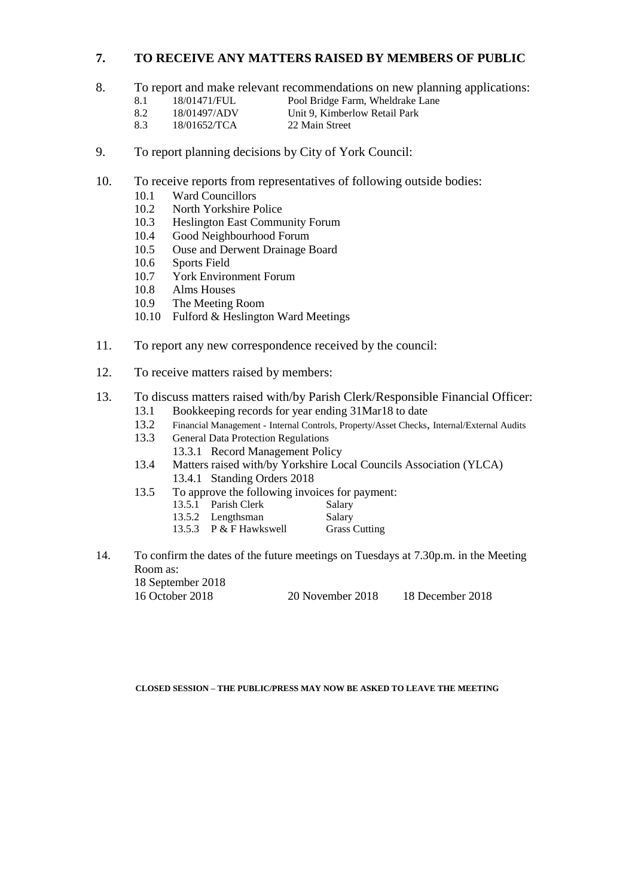## 7. TO RECEIVE ANY MATTERS RAISED BY MEMBERS OF PUBLIC

8. To report and make relevant recommendations on new planning applications:
   - 8.1 18/01471/FUL Pool Bridge Farm, Wheldrake Lane
   - 8.2 18/01497/ADV Unit 9, Kimberlow Retail Park
   - 8.3 18/01652/TCA 22 Main Street

9. To report planning decisions by City of York Council:

10. To receive reports from representatives of following outside bodies:
    - 10.1 Ward Councillors
    - 10.2 North Yorkshire Police
    - 10.3 Heslington East Community Forum
    - 10.4 Good Neighbourhood Forum
    - 10.5 Ouse and Derwent Drainage Board
    - 10.6 Sports Field
    - 10.7 York Environment Forum
    - 10.8 Alms Houses
    - 10.9 The Meeting Room
    - 10.10 Fulford & Heslington Ward Meetings

11. To report any new correspondence received by the council:

12. To receive matters raised by members:

13. To discuss matters raised with/by Parish Clerk/Responsible Financial Officer:
    - 13.1 Bookkeeping records for year ending 31Mar18 to date
    - 13.2 Financial Management - Internal Controls, Property/Asset Checks, Internal/External Audits
    - 13.3 General Data Protection Regulations
      - 13.3.1 Record Management Policy
    - 13.4 Matters raised with/by Yorkshire Local Councils Association (YLCA)
      - 13.4.1 Standing Orders 2018
    - 13.5 To approve the following invoices for payment:
      - 13.5.1 Parish Clerk Salary
      - 13.5.2 Lengthsman Salary
      - 13.5.3 P & F Hawkswell Grass Cutting

14. To confirm the dates of the future meetings on Tuesdays at 7.30p.m. in the Meeting Room as:
    18 September 2018
    16 October 2018 20 November 2018 18 December 2018

**CLOSED SESSION – THE PUBLIC/PRESS MAY NOW BE ASKED TO LEAVE THE MEETING**